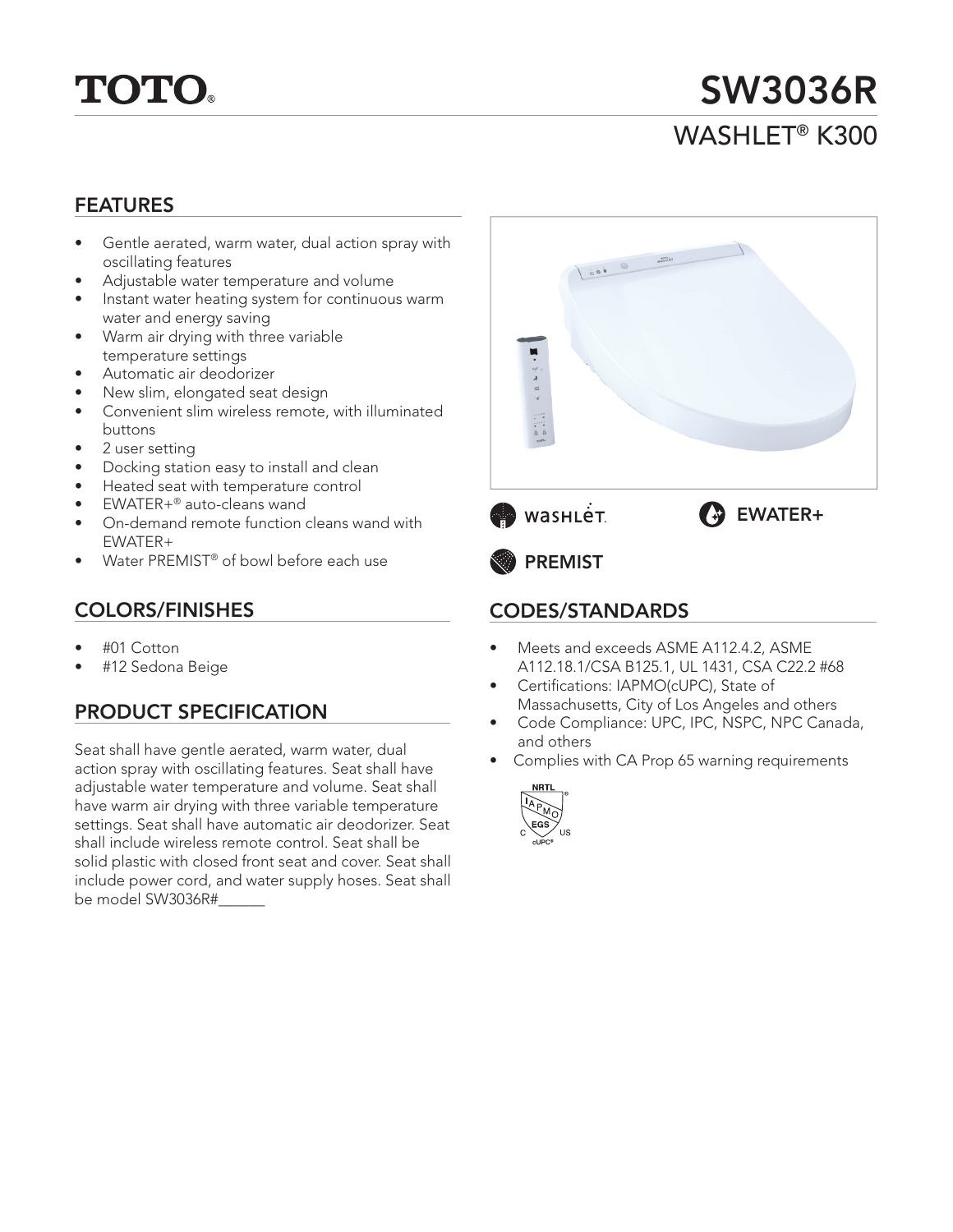# TOTO®

# SW3036R

## WASHLET® K300

## FEATURES

- Gentle aerated, warm water, dual action spray with oscillating features
- Adjustable water temperature and volume
- Instant water heating system for continuous warm water and energy saving
- Warm air drying with three variable temperature settings
- Automatic air deodorizer
- New slim, elongated seat design
- Convenient slim wireless remote, with illuminated buttons
- 2 user setting
- Docking station easy to install and clean
- Heated seat with temperature control
- EWATER+® auto-cleans wand
- On-demand remote function cleans wand with EWATER+
- Water PREMIST® of bowl before each use

WASHLET

EWATER+

PREMIST

## COLORS/FINISHES

- #01 Cotton
- #12 Sedona Beige

## PRODUCT SPECIFICATION

Seat shall have gentle aerated, warm water, dual action spray with oscillating features. Seat shall have adjustable water temperature and volume. Seat shall have warm air drying with three variable temperature settings. Seat shall have automatic air deodorizer. Seat shall include wireless remote control. Seat shall be solid plastic with closed front seat and cover. Seat shall include power cord, and water supply hoses. Seat shall be model SW3036R#______

## CODES/STANDARDS

- Meets and exceeds ASME A112.4.2, ASME A112.18.1/CSA B125.1, UL 1431, CSA C22.2 #68
- Certifications: IAPMO(cUPC), State of Massachusetts, City of Los Angeles and others
- Code Compliance: UPC, IPC, NSPC, NPC Canada, and others
- Complies with CA Prop 65 warning requirements

NRTL IAPMO EGS C US cUPC®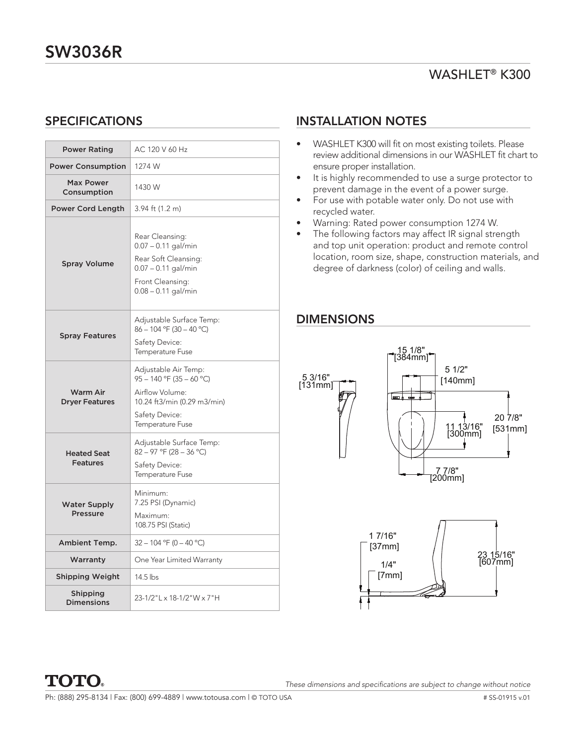# SW3036R

## WASHLET® K300

## SPECIFICATIONS

| | |
|---|---|
| Power Rating | AC 120 V 60 Hz |
| Power Consumption | 1274 W |
| Max Power Consumption | 1430 W |
| Power Cord Length | 3.94 ft (1.2 m) |
| Spray Volume | Rear Cleansing: 0.07 – 0.11 gal/min<br>Rear Soft Cleansing: 0.07 – 0.11 gal/min<br>Front Cleansing: 0.08 – 0.11 gal/min |
| Spray Features | Adjustable Surface Temp: 86 – 104 °F (30 – 40 °C)<br>Safety Device: Temperature Fuse |
| Warm Air Dryer Features | Adjustable Air Temp: 95 – 140 °F (35 – 60 °C)<br>Airflow Volume: 10.24 ft3/min (0.29 m3/min)<br>Safety Device: Temperature Fuse |
| Heated Seat Features | Adjustable Surface Temp: 82 – 97 °F (28 – 36 °C)<br>Safety Device: Temperature Fuse |
| Water Supply Pressure | Minimum: 7.25 PSI (Dynamic)<br>Maximum: 108.75 PSI (Static) |
| Ambient Temp. | 32 – 104 °F (0 – 40 °C) |
| Warranty | One Year Limited Warranty |
| Shipping Weight | 14.5 lbs |
| Shipping Dimensions | 23-1/2"L x 18-1/2"W x 7"H |

## INSTALLATION NOTES

- WASHLET K300 will fit on most existing toilets. Please review additional dimensions in our WASHLET fit chart to ensure proper installation.
- It is highly recommended to use a surge protector to prevent damage in the event of a power surge.
- For use with potable water only. Do not use with recycled water.
- Warning: Rated power consumption 1274 W.
- The following factors may affect IR signal strength and top unit operation: product and remote control location, room size, shape, construction materials, and degree of darkness (color) of ceiling and walls.

## DIMENSIONS

5 3/16" [131mm]
15 1/8" [384mm]
5 1/2" [140mm]
20 7/8" [531mm]
11 13/16" [300mm]
7 7/8" [200mm]
1 7/16" [37mm]
1/4" [7mm]
23 15/16" [607mm]

*These dimensions and specifications are subject to change without notice*

TOTO®

Ph: (888) 295-8134 | Fax: (800) 699-4889 | www.totousa.com | © TOTO USA

# SS-01915 v.01